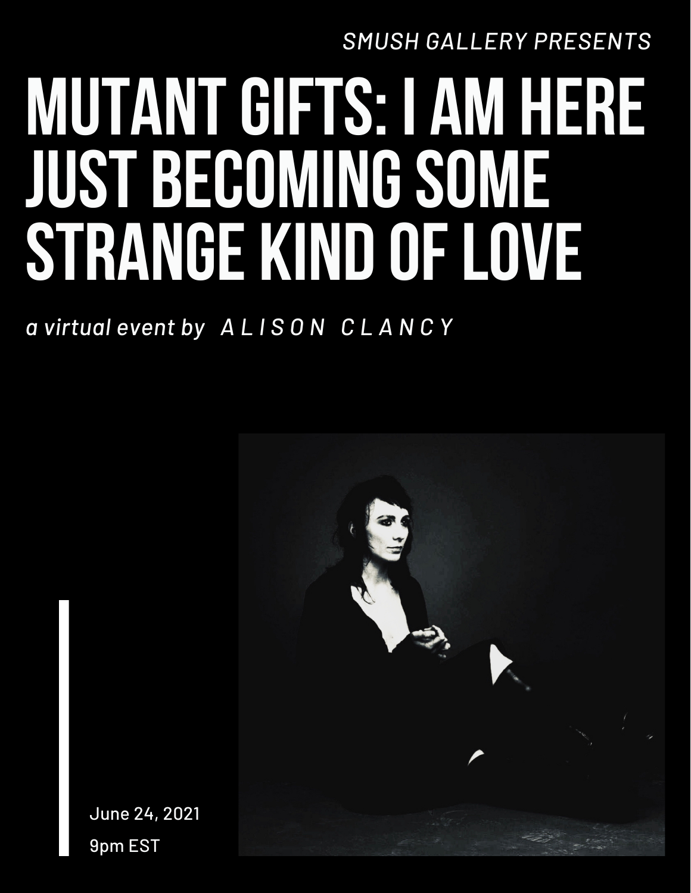*SMUSH GALLERY PRESENTS*

# MUTANT GIFTS: I AM HERE JUST BECOMING SOME STRANGE KIND OF LOVE

*a virtual event by* *A L I S O N  C L A N C Y*

June 24, 2021

9pm EST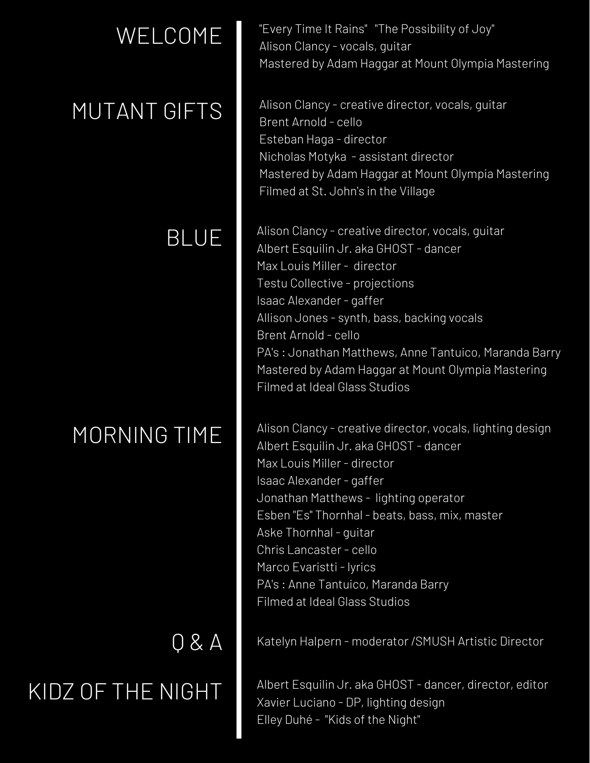## WELCOME

"Every Time It Rains" "The Possibility of Joy"
Alison Clancy - vocals, guitar
Mastered by Adam Haggar at Mount Olympia Mastering

## MUTANT GIFTS

Alison Clancy - creative director, vocals, guitar
Brent Arnold - cello
Esteban Haga - director
Nicholas Motyka - assistant director
Mastered by Adam Haggar at Mount Olympia Mastering
Filmed at St. John's in the Village

## BLUE

Alison Clancy - creative director, vocals, guitar
Albert Esquilin Jr. aka GHOST - dancer
Max Louis Miller - director
Testu Collective - projections
Isaac Alexander - gaffer
Allison Jones - synth, bass, backing vocals
Brent Arnold - cello
PA's : Jonathan Matthews, Anne Tantuico, Maranda Barry
Mastered by Adam Haggar at Mount Olympia Mastering
Filmed at Ideal Glass Studios

## MORNING TIME

Alison Clancy - creative director, vocals, lighting design
Albert Esquilin Jr. aka GHOST - dancer
Max Louis Miller - director
Isaac Alexander - gaffer
Jonathan Matthews - lighting operator
Esben "Es" Thornhal - beats, bass, mix, master
Aske Thornhal - guitar
Chris Lancaster - cello
Marco Evaristti - lyrics
PA's : Anne Tantuico, Maranda Barry
Filmed at Ideal Glass Studios

## Q & A

Katelyn Halpern - moderator /SMUSH Artistic Director

## KIDZ OF THE NIGHT

Albert Esquilin Jr. aka GHOST - dancer, director, editor
Xavier Luciano - DP, lighting design
Elley Duhé - "Kids of the Night"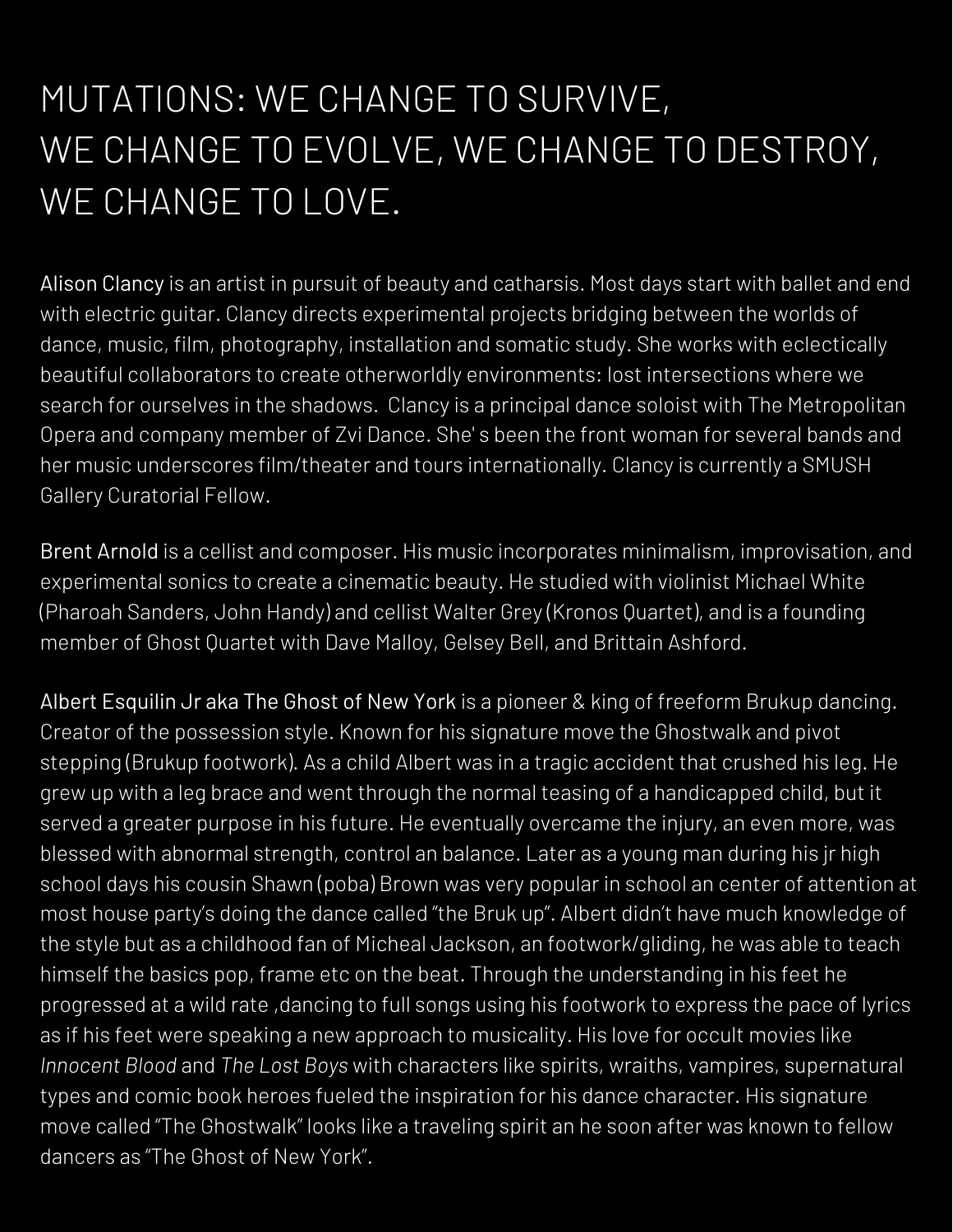# MUTATIONS: WE CHANGE TO SURVIVE, WE CHANGE TO EVOLVE, WE CHANGE TO DESTROY, WE CHANGE TO LOVE.

Alison Clancy is an artist in pursuit of beauty and catharsis. Most days start with ballet and end with electric guitar. Clancy directs experimental projects bridging between the worlds of dance, music, film, photography, installation and somatic study. She works with eclectically beautiful collaborators to create otherworldly environments: lost intersections where we search for ourselves in the shadows.  Clancy is a principal dance soloist with The Metropolitan Opera and company member of Zvi Dance. She' s been the front woman for several bands and her music underscores film/theater and tours internationally. Clancy is currently a SMUSH Gallery Curatorial Fellow.

Brent Arnold is a cellist and composer. His music incorporates minimalism, improvisation, and experimental sonics to create a cinematic beauty. He studied with violinist Michael White (Pharoah Sanders, John Handy) and cellist Walter Grey (Kronos Quartet), and is a founding member of Ghost Quartet with Dave Malloy, Gelsey Bell, and Brittain Ashford.

Albert Esquilin Jr aka The Ghost of New York is a pioneer & king of freeform Brukup dancing. Creator of the possession style. Known for his signature move the Ghostwalk and pivot stepping (Brukup footwork). As a child Albert was in a tragic accident that crushed his leg. He grew up with a leg brace and went through the normal teasing of a handicapped child, but it served a greater purpose in his future. He eventually overcame the injury, an even more, was blessed with abnormal strength, control an balance. Later as a young man during his jr high school days his cousin Shawn (poba) Brown was very popular in school an center of attention at most house party's doing the dance called "the Bruk up". Albert didn't have much knowledge of the style but as a childhood fan of Micheal Jackson, an footwork/gliding, he was able to teach himself the basics pop, frame etc on the beat. Through the understanding in his feet he progressed at a wild rate ,dancing to full songs using his footwork to express the pace of lyrics as if his feet were speaking a new approach to musicality. His love for occult movies like *Innocent Blood* and *The Lost Boys* with characters like spirits, wraiths, vampires, supernatural types and comic book heroes fueled the inspiration for his dance character. His signature move called "The Ghostwalk" looks like a traveling spirit an he soon after was known to fellow dancers as "The Ghost of New York".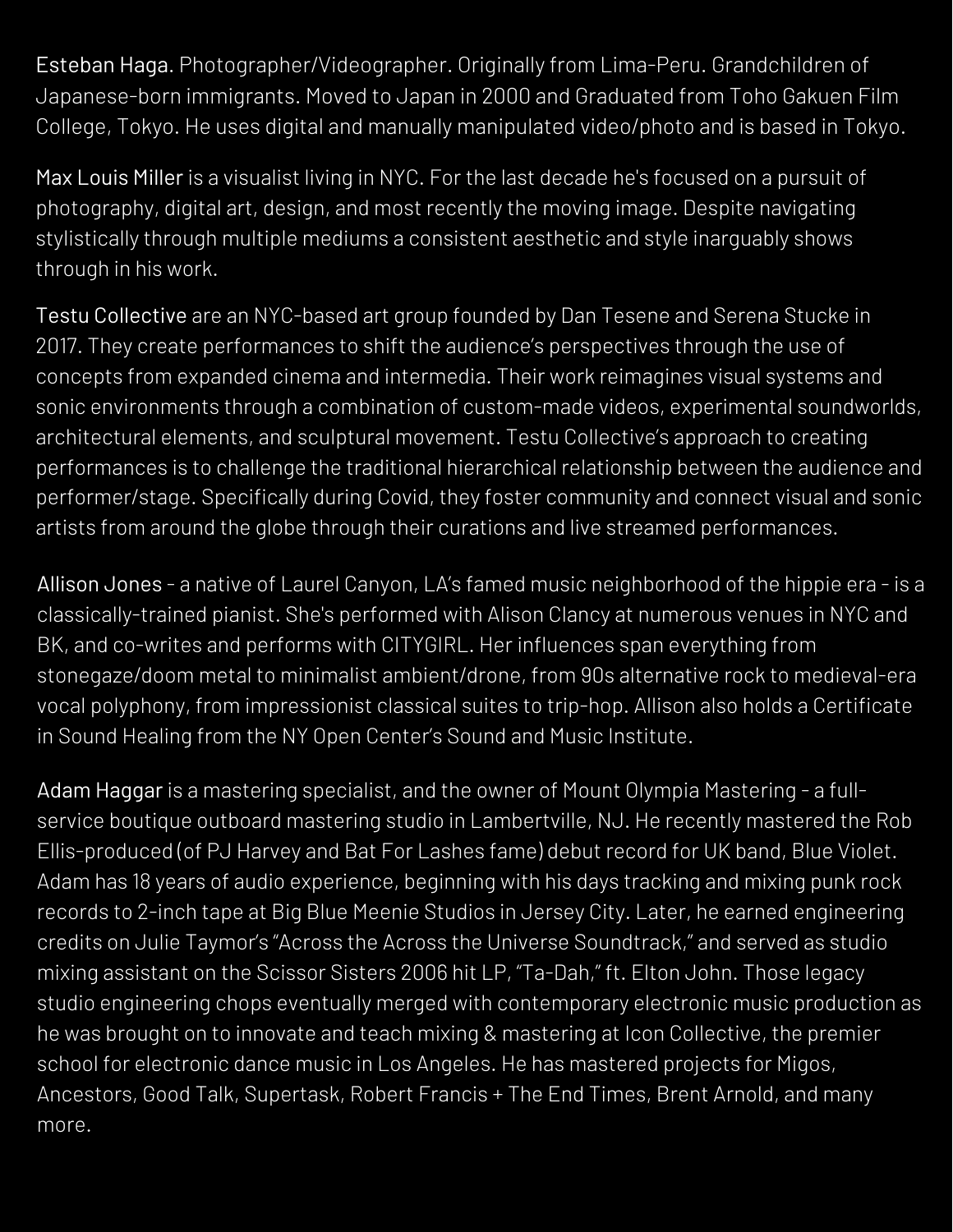Esteban Haga. Photographer/Videographer. Originally from Lima-Peru. Grandchildren of Japanese-born immigrants. Moved to Japan in 2000 and Graduated from Toho Gakuen Film College, Tokyo. He uses digital and manually manipulated video/photo and is based in Tokyo.

Max Louis Miller is a visualist living in NYC. For the last decade he's focused on a pursuit of photography, digital art, design, and most recently the moving image. Despite navigating stylistically through multiple mediums a consistent aesthetic and style inarguably shows through in his work.

Testu Collective are an NYC-based art group founded by Dan Tesene and Serena Stucke in 2017. They create performances to shift the audience's perspectives through the use of concepts from expanded cinema and intermedia. Their work reimagines visual systems and sonic environments through a combination of custom-made videos, experimental soundworlds, architectural elements, and sculptural movement. Testu Collective's approach to creating performances is to challenge the traditional hierarchical relationship between the audience and performer/stage. Specifically during Covid, they foster community and connect visual and sonic artists from around the globe through their curations and live streamed performances.

Allison Jones - a native of Laurel Canyon, LA's famed music neighborhood of the hippie era - is a classically-trained pianist. She's performed with Alison Clancy at numerous venues in NYC and BK, and co-writes and performs with CITYGIRL. Her influences span everything from stonegaze/doom metal to minimalist ambient/drone, from 90s alternative rock to medieval-era vocal polyphony, from impressionist classical suites to trip-hop. Allison also holds a Certificate in Sound Healing from the NY Open Center's Sound and Music Institute.

Adam Haggar is a mastering specialist, and the owner of Mount Olympia Mastering - a full-service boutique outboard mastering studio in Lambertville, NJ. He recently mastered the Rob Ellis-produced (of PJ Harvey and Bat For Lashes fame) debut record for UK band, Blue Violet. Adam has 18 years of audio experience, beginning with his days tracking and mixing punk rock records to 2-inch tape at Big Blue Meenie Studios in Jersey City. Later, he earned engineering credits on Julie Taymor's "Across the Across the Universe Soundtrack," and served as studio mixing assistant on the Scissor Sisters 2006 hit LP, "Ta-Dah," ft. Elton John. Those legacy studio engineering chops eventually merged with contemporary electronic music production as he was brought on to innovate and teach mixing & mastering at Icon Collective, the premier school for electronic dance music in Los Angeles. He has mastered projects for Migos, Ancestors, Good Talk, Supertask, Robert Francis + The End Times, Brent Arnold, and many more.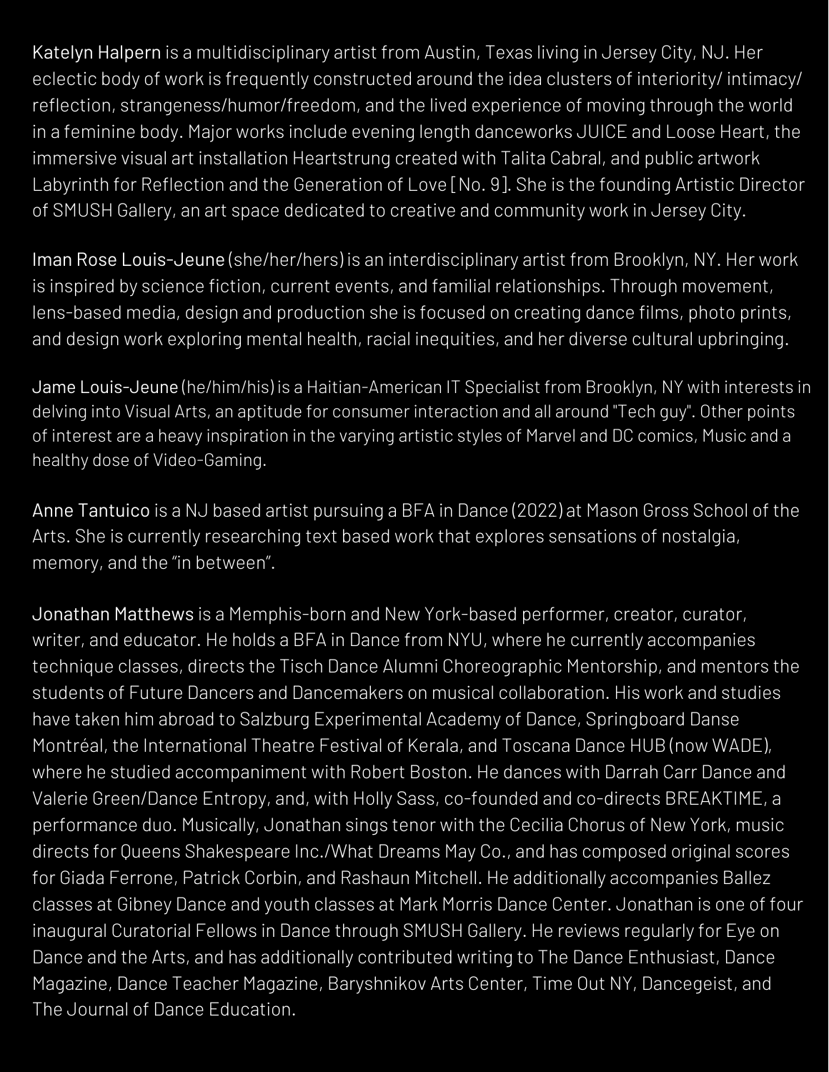Katelyn Halpern is a multidisciplinary artist from Austin, Texas living in Jersey City, NJ. Her eclectic body of work is frequently constructed around the idea clusters of interiority/ intimacy/ reflection, strangeness/humor/freedom, and the lived experience of moving through the world in a feminine body. Major works include evening length danceworks JUICE and Loose Heart, the immersive visual art installation Heartstrung created with Talita Cabral, and public artwork Labyrinth for Reflection and the Generation of Love [ No. 9]. She is the founding Artistic Director of SMUSH Gallery, an art space dedicated to creative and community work in Jersey City.

Iman Rose Louis-Jeune (she/her/hers) is an interdisciplinary artist from Brooklyn, NY. Her work is inspired by science fiction, current events, and familial relationships. Through movement, lens-based media, design and production she is focused on creating dance films, photo prints, and design work exploring mental health, racial inequities, and her diverse cultural upbringing.

Jame Louis-Jeune (he/him/his) is a Haitian-American IT Specialist from Brooklyn, NY with interests in delving into Visual Arts, an aptitude for consumer interaction and all around "Tech guy". Other points of interest are a heavy inspiration in the varying artistic styles of Marvel and DC comics, Music and a healthy dose of Video-Gaming.

Anne Tantuico is a NJ based artist pursuing a BFA in Dance (2022) at Mason Gross School of the Arts. She is currently researching text based work that explores sensations of nostalgia, memory, and the "in between".

Jonathan Matthews is a Memphis-born and New York-based performer, creator, curator, writer, and educator. He holds a BFA in Dance from NYU, where he currently accompanies technique classes, directs the Tisch Dance Alumni Choreographic Mentorship, and mentors the students of Future Dancers and Dancemakers on musical collaboration. His work and studies have taken him abroad to Salzburg Experimental Academy of Dance, Springboard Danse Montréal, the International Theatre Festival of Kerala, and Toscana Dance HUB (now WADE), where he studied accompaniment with Robert Boston. He dances with Darrah Carr Dance and Valerie Green/Dance Entropy, and, with Holly Sass, co-founded and co-directs BREAKTIME, a performance duo. Musically, Jonathan sings tenor with the Cecilia Chorus of New York, music directs for Queens Shakespeare Inc./What Dreams May Co., and has composed original scores for Giada Ferrone, Patrick Corbin, and Rashaun Mitchell. He additionally accompanies Ballez classes at Gibney Dance and youth classes at Mark Morris Dance Center. Jonathan is one of four inaugural Curatorial Fellows in Dance through SMUSH Gallery. He reviews regularly for Eye on Dance and the Arts, and has additionally contributed writing to The Dance Enthusiast, Dance Magazine, Dance Teacher Magazine, Baryshnikov Arts Center, Time Out NY, Dancegeist, and The Journal of Dance Education.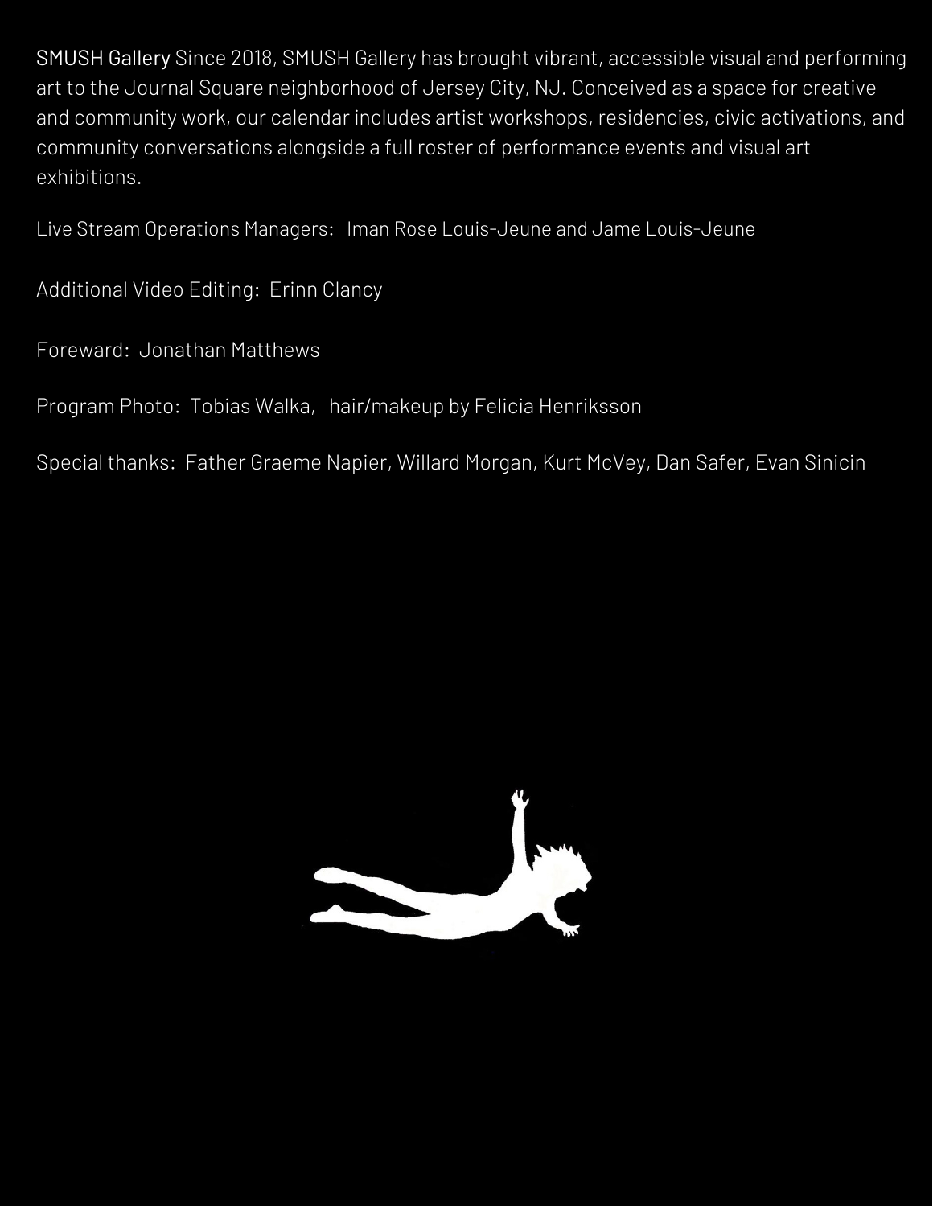SMUSH Gallery Since 2018, SMUSH Gallery has brought vibrant, accessible visual and performing art to the Journal Square neighborhood of Jersey City, NJ. Conceived as a space for creative and community work, our calendar includes artist workshops, residencies, civic activations, and community conversations alongside a full roster of performance events and visual art exhibitions.

Live Stream Operations Managers: Iman Rose Louis-Jeune and Jame Louis-Jeune

Additional Video Editing: Erinn Clancy

Foreward: Jonathan Matthews

Program Photo: Tobias Walka, hair/makeup by Felicia Henriksson

Special thanks: Father Graeme Napier, Willard Morgan, Kurt McVey, Dan Safer, Evan Sinicin